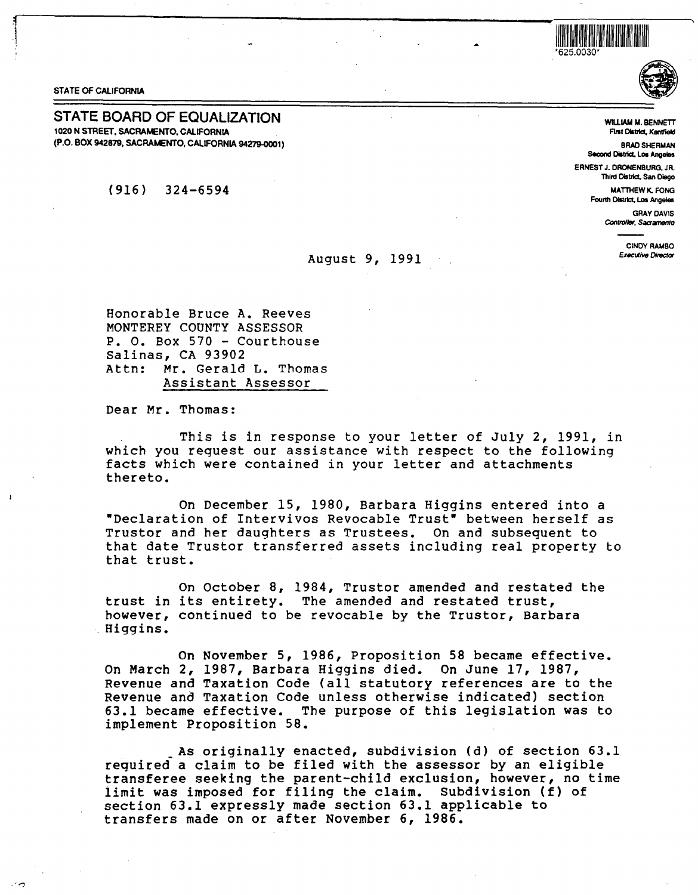*625.0030*

STATE OF CALIFORNIA

# STATE BOARD OF EQUALIZATION

1020 N STREET, SACRAMENTO, CALIFORNIA
(P.O. BOX 942879, SACRAMENTO, CALIFORNIA 94279-0001)

(916) 324-6594

WILLIAM M. BENNETT
First District, Kentfield

BRAD SHERMAN
Second District, Los Angeles

ERNEST J. DRONENBURG, JR.
Third District, San Diego

MATTHEW K. FONG
Fourth District, Los Angeles

GRAY DAVIS
Controller, Sacramento

CINDY RAMBO
Executive Director

August 9, 1991

Honorable Bruce A. Reeves
MONTEREY COUNTY ASSESSOR
P. O. Box 570 - Courthouse
Salinas, CA 93902
Attn: Mr. Gerald L. Thomas
Assistant Assessor

Dear Mr. Thomas:

This is in response to your letter of July 2, 1991, in which you request our assistance with respect to the following facts which were contained in your letter and attachments thereto.

On December 15, 1980, Barbara Higgins entered into a "Declaration of Intervivos Revocable Trust" between herself as Trustor and her daughters as Trustees. On and subsequent to that date Trustor transferred assets including real property to that trust.

On October 8, 1984, Trustor amended and restated the trust in its entirety. The amended and restated trust, however, continued to be revocable by the Trustor, Barbara Higgins.

On November 5, 1986, Proposition 58 became effective. On March 2, 1987, Barbara Higgins died. On June 17, 1987, Revenue and Taxation Code (all statutory references are to the Revenue and Taxation Code unless otherwise indicated) section 63.1 became effective. The purpose of this legislation was to implement Proposition 58.

As originally enacted, subdivision (d) of section 63.1 required a claim to be filed with the assessor by an eligible transferee seeking the parent-child exclusion, however, no time limit was imposed for filing the claim. Subdivision (f) of section 63.1 expressly made section 63.1 applicable to transfers made on or after November 6, 1986.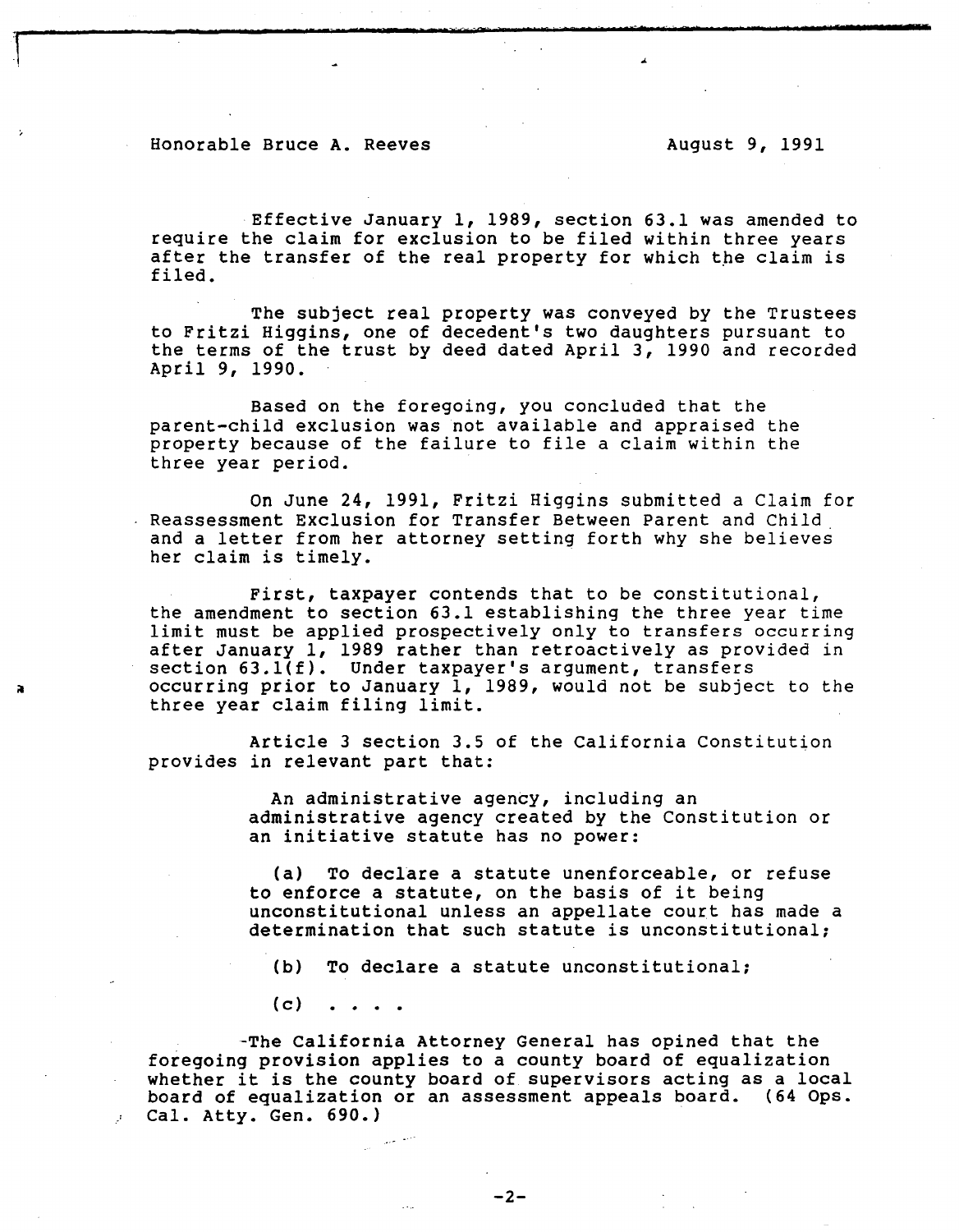Honorable Bruce A. Reeves August 9, 1991

Effective January 1, 1989, section 63.1 was amended to require the claim for exclusion to be filed within three years after the transfer of the real property for which the claim is filed.

The subject real property was conveyed by the Trustees to Fritzi Higgins, one of decedent's two daughters pursuant to the terms of the trust by deed dated April 3, 1990 and recorded April 9, 1990.

Based on the foregoing, you concluded that the parent-child exclusion was not available and appraised the property because of the failure to file a claim within the three year period.

On June 24, 1991, Fritzi Higgins submitted a Claim for Reassessment Exclusion for Transfer Between Parent and Child and a letter from her attorney setting forth why she believes her claim is timely.

First, taxpayer contends that to be constitutional, the amendment to section 63.1 establishing the three year time limit must be applied prospectively only to transfers occurring after January 1, 1989 rather than retroactively as provided in section 63.1(f). Under taxpayer's argument, transfers occurring prior to January 1, 1989, would not be subject to the three year claim filing limit.

Article 3 section 3.5 of the California Constitution provides in relevant part that:

> An administrative agency, including an administrative agency created by the Constitution or an initiative statute has no power:
>
> (a) To declare a statute unenforceable, or refuse to enforce a statute, on the basis of it being unconstitutional unless an appellate court has made a determination that such statute is unconstitutional;
>
> (b) To declare a statute unconstitutional;
>
> (c) . . . .

The California Attorney General has opined that the foregoing provision applies to a county board of equalization whether it is the county board of supervisors acting as a local board of equalization or an assessment appeals board. (64 Ops. Cal. Atty. Gen. 690.)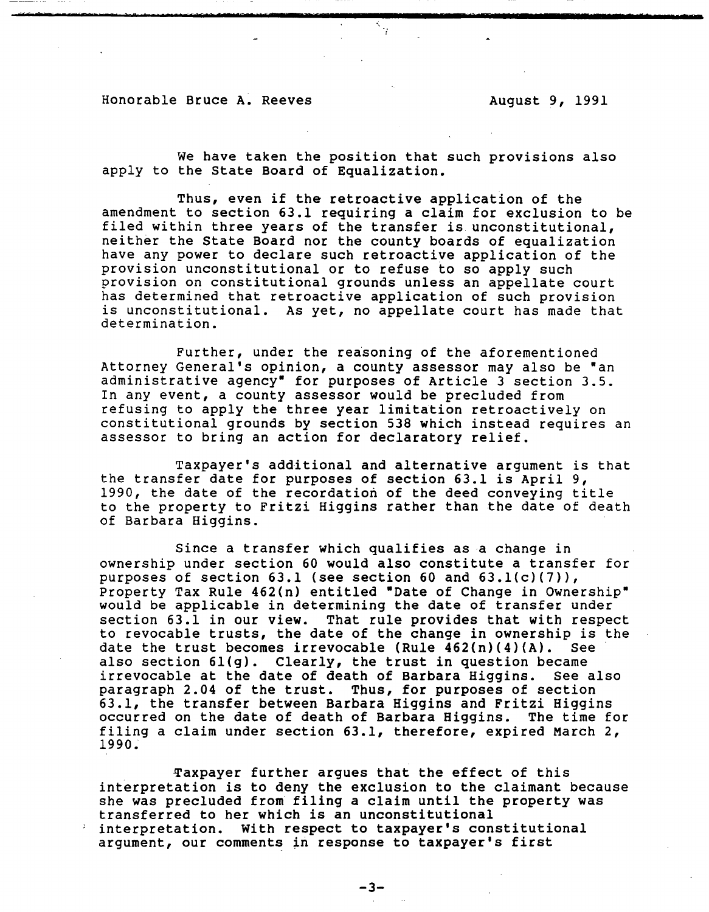Honorable Bruce A. Reeves August 9, 1991

We have taken the position that such provisions also apply to the State Board of Equalization.

Thus, even if the retroactive application of the amendment to section 63.1 requiring a claim for exclusion to be filed within three years of the transfer is unconstitutional, neither the State Board nor the county boards of equalization have any power to declare such retroactive application of the provision unconstitutional or to refuse to so apply such provision on constitutional grounds unless an appellate court has determined that retroactive application of such provision is unconstitutional. As yet, no appellate court has made that determination.

Further, under the reasoning of the aforementioned Attorney General's opinion, a county assessor may also be "an administrative agency" for purposes of Article 3 section 3.5. In any event, a county assessor would be precluded from refusing to apply the three year limitation retroactively on constitutional grounds by section 538 which instead requires an assessor to bring an action for declaratory relief.

Taxpayer's additional and alternative argument is that the transfer date for purposes of section 63.1 is April 9, 1990, the date of the recordation of the deed conveying title to the property to Fritzi Higgins rather than the date of death of Barbara Higgins.

Since a transfer which qualifies as a change in ownership under section 60 would also constitute a transfer for purposes of section 63.1 (see section 60 and 63.1(c)(7)), Property Tax Rule 462(n) entitled "Date of Change in Ownership" would be applicable in determining the date of transfer under section 63.1 in our view. That rule provides that with respect to revocable trusts, the date of the change in ownership is the date the trust becomes irrevocable (Rule 462(n)(4)(A). See also section 61(g). Clearly, the trust in question became irrevocable at the date of death of Barbara Higgins. See also paragraph 2.04 of the trust. Thus, for purposes of section 63.1, the transfer between Barbara Higgins and Fritzi Higgins occurred on the date of death of Barbara Higgins. The time for filing a claim under section 63.1, therefore, expired March 2, 1990.

Taxpayer further argues that the effect of this interpretation is to deny the exclusion to the claimant because she was precluded from filing a claim until the property was transferred to her which is an unconstitutional interpretation. With respect to taxpayer's constitutional argument, our comments in response to taxpayer's first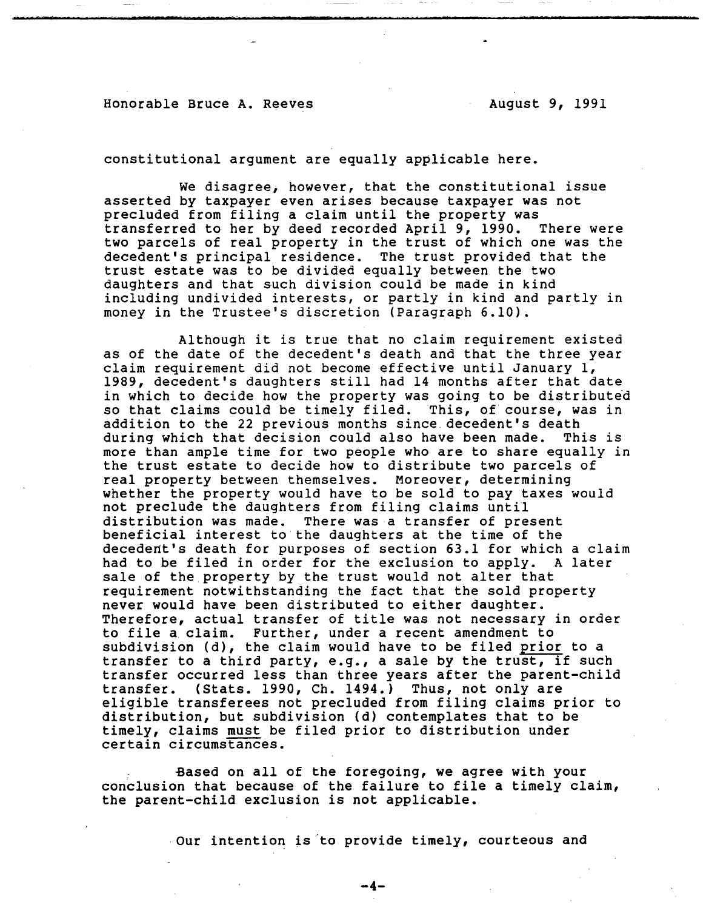constitutional argument are equally applicable here.

We disagree, however, that the constitutional issue asserted by taxpayer even arises because taxpayer was not precluded from filing a claim until the property was transferred to her by deed recorded April 9, 1990. There were two parcels of real property in the trust of which one was the decedent's principal residence. The trust provided that the trust estate was to be divided equally between the two daughters and that such division could be made in kind including undivided interests, or partly in kind and partly in money in the Trustee's discretion (Paragraph 6.10).

Although it is true that no claim requirement existed as of the date of the decedent's death and that the three year claim requirement did not become effective until January 1, 1989, decedent's daughters still had 14 months after that date in which to decide how the property was going to be distributed so that claims could be timely filed. This, of course, was in addition to the 22 previous months since decedent's death during which that decision could also have been made. This is more than ample time for two people who are to share equally in the trust estate to decide how to distribute two parcels of real property between themselves. Moreover, determining whether the property would have to be sold to pay taxes would not preclude the daughters from filing claims until distribution was made. There was a transfer of present beneficial interest to the daughters at the time of the decedent's death for purposes of section 63.1 for which a claim had to be filed in order for the exclusion to apply. A later sale of the property by the trust would not alter that requirement notwithstanding the fact that the sold property never would have been distributed to either daughter. Therefore, actual transfer of title was not necessary in order to file a claim. Further, under a recent amendment to subdivision (d), the claim would have to be filed <u>prior</u> to a transfer to a third party, e.g., a sale by the trust, if such transfer occurred less than three years after the parent-child transfer. (Stats. 1990, Ch. 1494.) Thus, not only are eligible transferees not precluded from filing claims prior to distribution, but subdivision (d) contemplates that to be timely, claims <u>must</u> be filed prior to distribution under certain circumstances.

Based on all of the foregoing, we agree with your conclusion that because of the failure to file a timely claim, the parent-child exclusion is not applicable.

Our intention is to provide timely, courteous and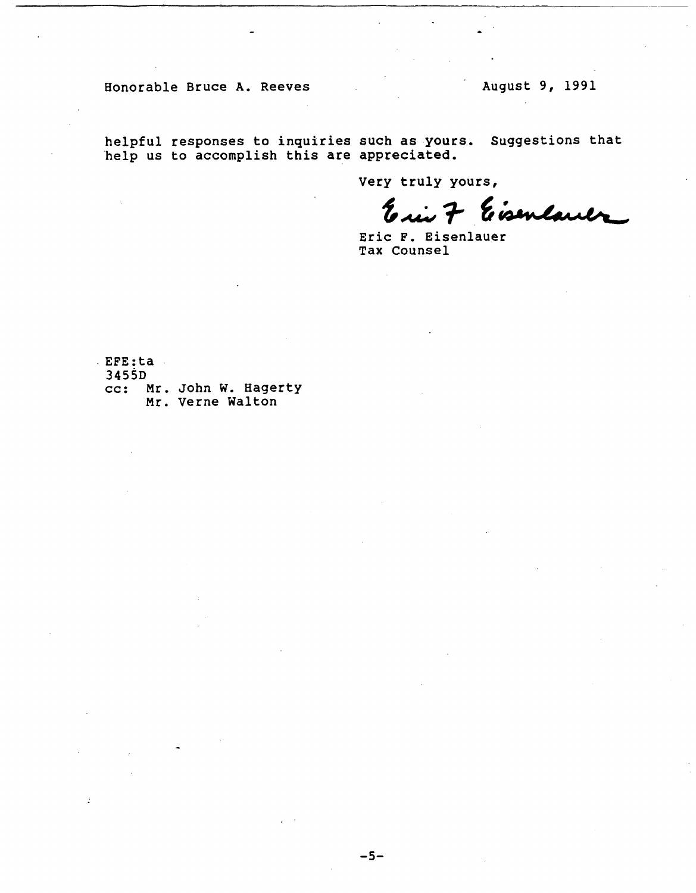Honorable Bruce A. Reeves August 9, 1991

helpful responses to inquiries such as yours. Suggestions that help us to accomplish this are appreciated.

Very truly yours,

Eric F. Eisenlauer

Eric F. Eisenlauer
Tax Counsel

EFE:ta
3455D
cc: Mr. John W. Hagerty
Mr. Verne Walton